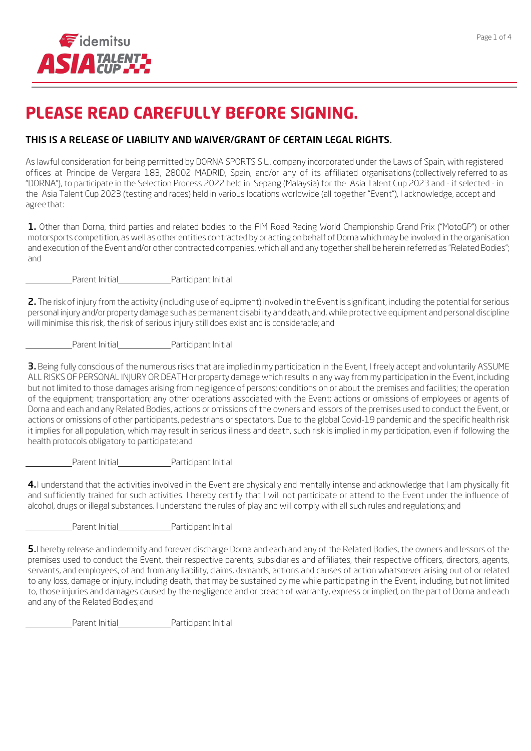# PLEASE READ CAREFULLY BEFORE SIGNING.

## THIS IS A RELEASE OF LIABILITY AND WAIVER/GRANT OF CERTAIN LEGAL RIGHTS.

As lawful consideration for being permitted by DORNA SPORTS S.L., company incorporated under the Laws of Spain, with registered offices at Principe de Vergara 183, 28002 MADRID, Spain, and/or any of its affiliated organisations (collectively referred to as "DORNA"), to participate in the Selection Process 2022 held in Sepang (Malaysia) for the Asia Talent Cup 2023 and - if selected - in the Asia Talent Cup 2023 (testing and races) held in various locations worldwide (all together "Event"), I acknowledge, accept and agree that:

**1.** Other than Dorna, third parties and related bodies to the FIM Road Racing World Championship Grand Prix ("MotoGP") or other motorsports competition, as well as other entities contracted by or acting on behalf of Dorna which may be involved in the organisation and execution of the Event and/or other contracted companies, which all and any together shall be herein referred as "Related Bodies"; and

\_\_\_\_\_\_\_\_\_\_ Parent Initial \_\_\_\_\_\_\_\_\_\_ Participant Initial

**2.** The risk of injury from the activity (including use of equipment) involved in the Event is significant, including the potential for serious personal injury and/or property damage such as permanent disability and death, and, while protective equipment and personal discipline will minimise this risk, the risk of serious injury still does exist and is considerable; and

\_\_\_\_\_\_\_\_\_\_ Parent Initial \_\_\_\_\_\_\_\_\_\_ Participant Initial

**3.** Being fully conscious of the numerous risks that are implied in my participation in the Event, I freely accept and voluntarily ASSUME ALL RISKS OF PERSONAL INJURY OR DEATH or property damage which results in any way from my participation in the Event, including but not limited to those damages arising from negligence of persons; conditions on or about the premises and facilities; the operation of the equipment; transportation; any other operations associated with the Event; actions or omissions of employees or agents of Dorna and each and any Related Bodies, actions or omissions of the owners and lessors of the premises used to conduct the Event, or actions or omissions of other participants, pedestrians or spectators. Due to the global Covid-19 pandemic and the specific health risk it implies for all population, which may result in serious illness and death, such risk is implied in my participation, even if following the health protocols obligatory to participate; and

\_\_\_\_\_\_\_\_\_\_ Parent Initial \_\_\_\_\_\_\_\_\_\_ Participant Initial

**4.** I understand that the activities involved in the Event are physically and mentally intense and acknowledge that I am physically fit and sufficiently trained for such activities. I hereby certify that I will not participate or attend to the Event under the influence of alcohol, drugs or illegal substances. I understand the rules of play and will comply with all such rules and regulations; and

\_\_\_\_\_\_\_\_\_\_ Parent Initial \_\_\_\_\_\_\_\_\_\_ Participant Initial

**5.** I hereby release and indemnify and forever discharge Dorna and each and any of the Related Bodies, the owners and lessors of the premises used to conduct the Event, their respective parents, subsidiaries and affiliates, their respective officers, directors, agents, servants, and employees, of and from any liability, claims, demands, actions and causes of action whatsoever arising out of or related to any loss, damage or injury, including death, that may be sustained by me while participating in the Event, including, but not limited to, those injuries and damages caused by the negligence and or breach of warranty, express or implied, on the part of Dorna and each and any of the Related Bodies; and

\_\_\_\_\_\_\_\_\_\_ Parent Initial \_\_\_\_\_\_\_\_\_\_ Participant Initial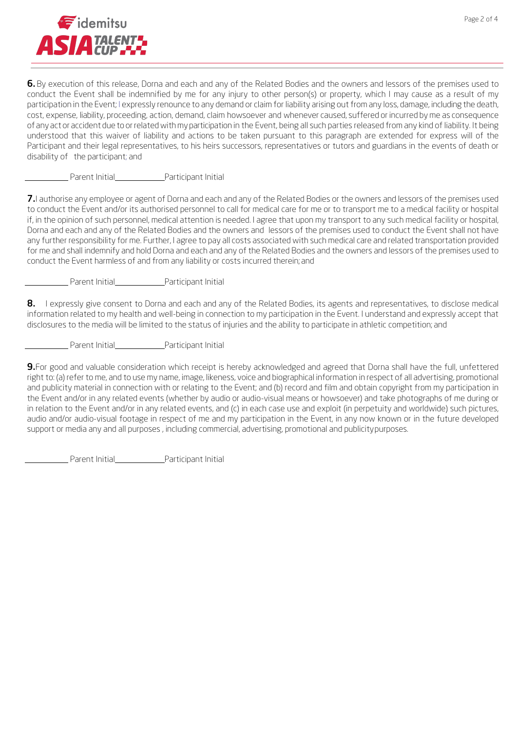**6.** By execution of this release, Dorna and each and any of the Related Bodies and the owners and lessors of the premises used to conduct the Event shall be indemnified by me for any injury to other person(s) or property, which I may cause as a result of my participation in the Event; I expressly renounce to any demand or claim for liability arising out from any loss, damage, including the death, cost, expense, liability, proceeding, action, demand, claim howsoever and whenever caused, suffered or incurred by me as consequence of any act or accident due to or related with my participation in the Event, being all such parties released from any kind of liability. It being understood that this waiver of liability and actions to be taken pursuant to this paragraph are extended for express will of the Participant and their legal representatives, to his heirs successors, representatives or tutors and guardians in the events of death or disability of the participant; and

__________ Parent Initial__________ Participant Initial

**7.** I authorise any employee or agent of Dorna and each and any of the Related Bodies or the owners and lessors of the premises used to conduct the Event and/or its authorised personnel to call for medical care for me or to transport me to a medical facility or hospital if, in the opinion of such personnel, medical attention is needed. I agree that upon my transport to any such medical facility or hospital, Dorna and each and any of the Related Bodies and the owners and lessors of the premises used to conduct the Event shall not have any further responsibility for me. Further, I agree to pay all costs associated with such medical care and related transportation provided for me and shall indemnify and hold Dorna and each and any of the Related Bodies and the owners and lessors of the premises used to conduct the Event harmless of and from any liability or costs incurred therein; and

__________ Parent Initial__________ Participant Initial

**8.** I expressly give consent to Dorna and each and any of the Related Bodies, its agents and representatives, to disclose medical information related to my health and well-being in connection to my participation in the Event. I understand and expressly accept that disclosures to the media will be limited to the status of injuries and the ability to participate in athletic competition; and

__________ Parent Initial__________ Participant Initial

**9.** For good and valuable consideration which receipt is hereby acknowledged and agreed that Dorna shall have the full, unfettered right to: (a) refer to me, and to use my name, image, likeness, voice and biographical information in respect of all advertising, promotional and publicity material in connection with or relating to the Event; and (b) record and film and obtain copyright from my participation in the Event and/or in any related events (whether by audio or audio-visual means or howsoever) and take photographs of me during or in relation to the Event and/or in any related events, and (c) in each case use and exploit (in perpetuity and worldwide) such pictures, audio and/or audio-visual footage in respect of me and my participation in the Event, in any now known or in the future developed support or media any and all purposes , including commercial, advertising, promotional and publicity purposes.

__________ Parent Initial__________ Participant Initial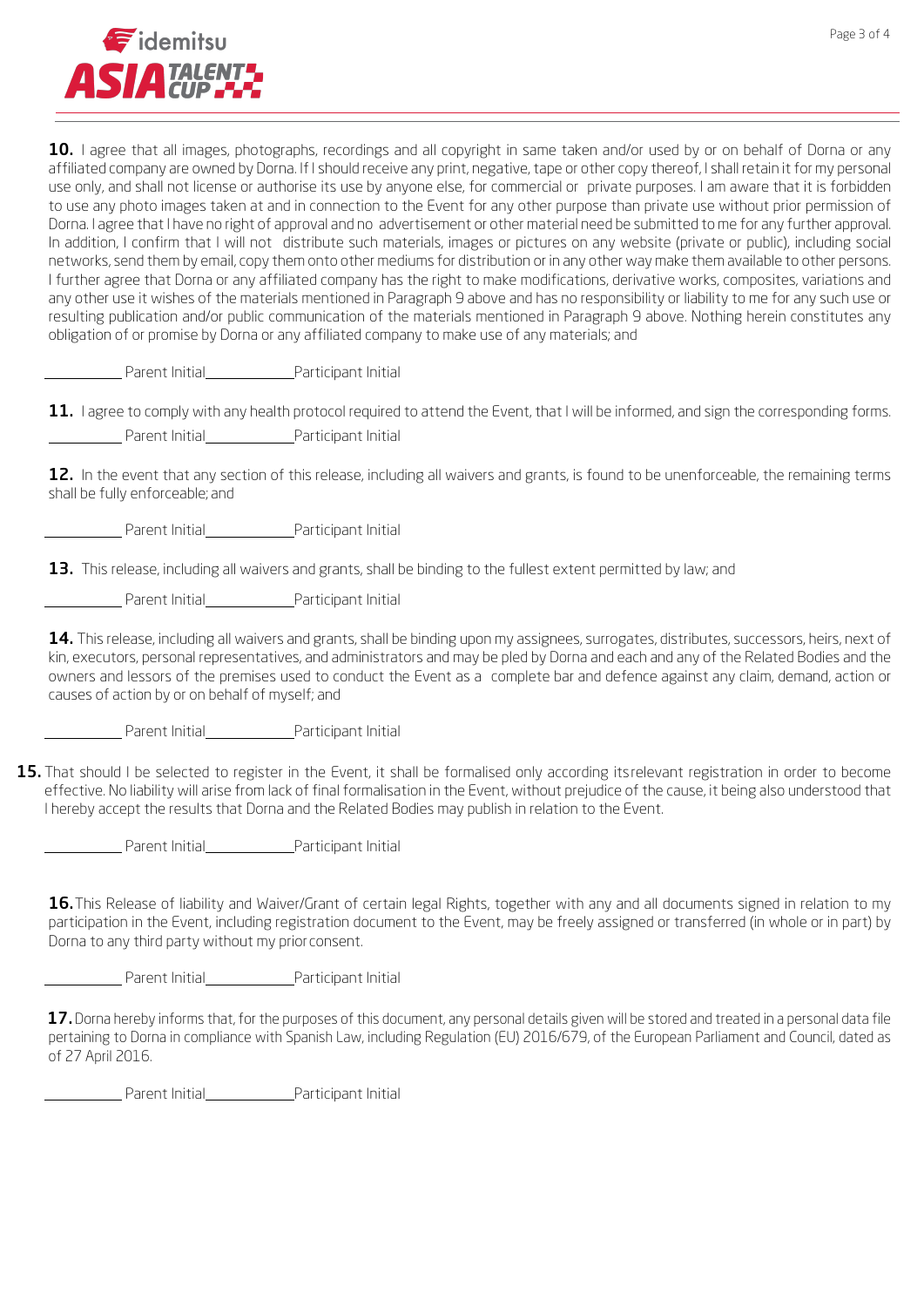**10.** I agree that all images, photographs, recordings and all copyright in same taken and/or used by or on behalf of Dorna or any affiliated company are owned by Dorna. If I should receive any print, negative, tape or other copy thereof, I shall retain it for my personal use only, and shall not license or authorise its use by anyone else, for commercial or private purposes. I am aware that it is forbidden to use any photo images taken at and in connection to the Event for any other purpose than private use without prior permission of Dorna. I agree that I have no right of approval and no advertisement or other material need be submitted to me for any further approval. In addition, I confirm that I will not distribute such materials, images or pictures on any website (private or public), including social networks, send them by email, copy them onto other mediums for distribution or in any other way make them available to other persons. I further agree that Dorna or any affiliated company has the right to make modifications, derivative works, composites, variations and any other use it wishes of the materials mentioned in Paragraph 9 above and has no responsibility or liability to me for any such use or resulting publication and/or public communication of the materials mentioned in Paragraph 9 above. Nothing herein constitutes any obligation of or promise by Dorna or any affiliated company to make use of any materials; and

__________ Parent Initial__________ Participant Initial

**11.** I agree to comply with any health protocol required to attend the Event, that I will be informed, and sign the corresponding forms.

__________ Parent Initial__________ Participant Initial

**12.** In the event that any section of this release, including all waivers and grants, is found to be unenforceable, the remaining terms shall be fully enforceable; and

__________ Parent Initial__________ Participant Initial

**13.** This release, including all waivers and grants, shall be binding to the fullest extent permitted by law; and

__________ Parent Initial__________ Participant Initial

**14.** This release, including all waivers and grants, shall be binding upon my assignees, surrogates, distributes, successors, heirs, next of kin, executors, personal representatives, and administrators and may be pled by Dorna and each and any of the Related Bodies and the owners and lessors of the premises used to conduct the Event as a complete bar and defence against any claim, demand, action or causes of action by or on behalf of myself; and

__________ Parent Initial__________ Participant Initial

**15.** That should I be selected to register in the Event, it shall be formalised only according its relevant registration in order to become effective. No liability will arise from lack of final formalisation in the Event, without prejudice of the cause, it being also understood that I hereby accept the results that Dorna and the Related Bodies may publish in relation to the Event.

__________ Parent Initial__________ Participant Initial

**16.** This Release of liability and Waiver/Grant of certain legal Rights, together with any and all documents signed in relation to my participation in the Event, including registration document to the Event, may be freely assigned or transferred (in whole or in part) by Dorna to any third party without my prior consent.

__________ Parent Initial__________ Participant Initial

**17.** Dorna hereby informs that, for the purposes of this document, any personal details given will be stored and treated in a personal data file pertaining to Dorna in compliance with Spanish Law, including Regulation (EU) 2016/679, of the European Parliament and Council, dated as of 27 April 2016.

__________ Parent Initial__________ Participant Initial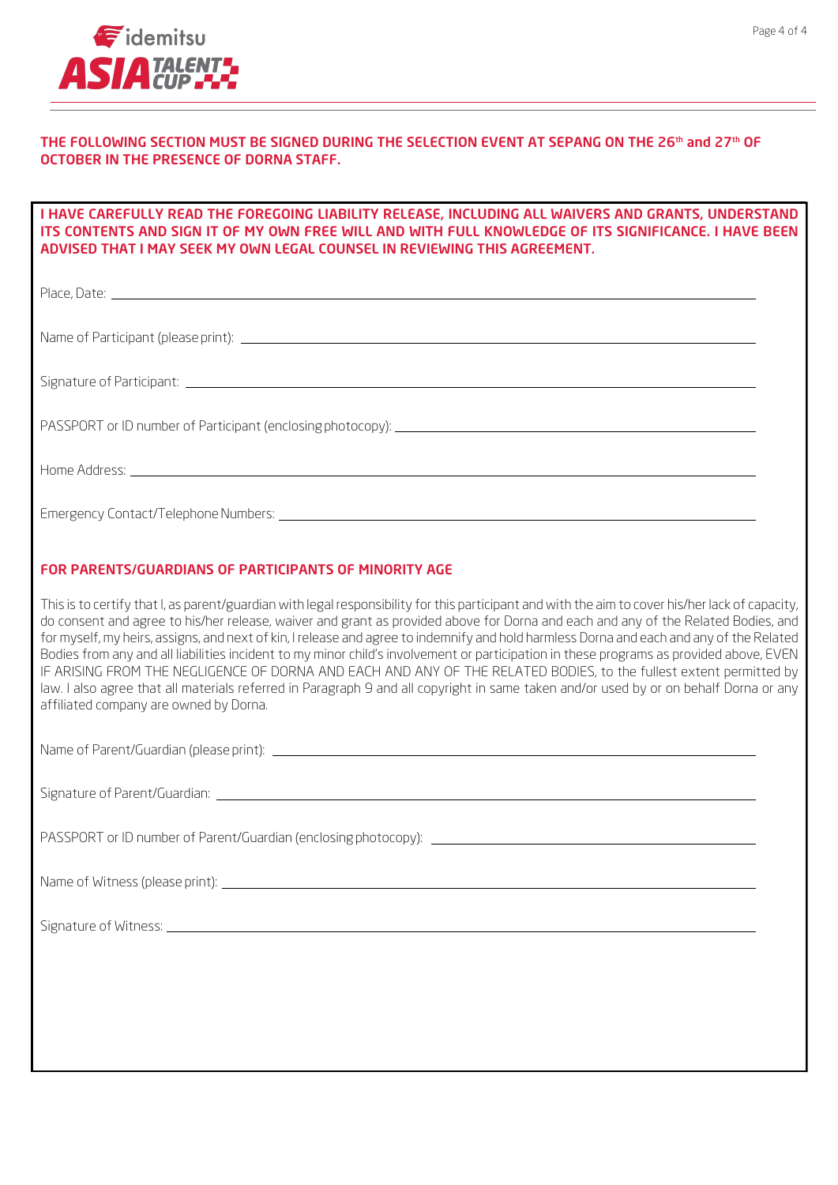**THE FOLLOWING SECTION MUST BE SIGNED DURING THE SELECTION EVENT AT SEPANG ON THE 26th and 27th OF OCTOBER IN THE PRESENCE OF DORNA STAFF.**

**I HAVE CAREFULLY READ THE FOREGOING LIABILITY RELEASE, INCLUDING ALL WAIVERS AND GRANTS, UNDERSTAND ITS CONTENTS AND SIGN IT OF MY OWN FREE WILL AND WITH FULL KNOWLEDGE OF ITS SIGNIFICANCE. I HAVE BEEN ADVISED THAT I MAY SEEK MY OWN LEGAL COUNSEL IN REVIEWING THIS AGREEMENT.**

Place, Date: ______________________________

Name of Participant (please print): ______________________________

Signature of Participant: ______________________________

PASSPORT or ID number of Participant (enclosing photocopy): ______________________________

Home Address: ______________________________

Emergency Contact/Telephone Numbers: ______________________________

## FOR PARENTS/GUARDIANS OF PARTICIPANTS OF MINORITY AGE

This is to certify that I, as parent/guardian with legal responsibility for this participant and with the aim to cover his/her lack of capacity, do consent and agree to his/her release, waiver and grant as provided above for Dorna and each and any of the Related Bodies, and for myself, my heirs, assigns, and next of kin, I release and agree to indemnify and hold harmless Dorna and each and any of the Related Bodies from any and all liabilities incident to my minor child's involvement or participation in these programs as provided above, EVEN IF ARISING FROM THE NEGLIGENCE OF DORNA AND EACH AND ANY OF THE RELATED BODIES, to the fullest extent permitted by law. I also agree that all materials referred in Paragraph 9 and all copyright in same taken and/or used by or on behalf Dorna or any affiliated company are owned by Dorna.

Name of Parent/Guardian (please print): ______________________________

Signature of Parent/Guardian: ______________________________

PASSPORT or ID number of Parent/Guardian (enclosing photocopy): ______________________________

Name of Witness (please print): ______________________________

Signature of Witness: ______________________________